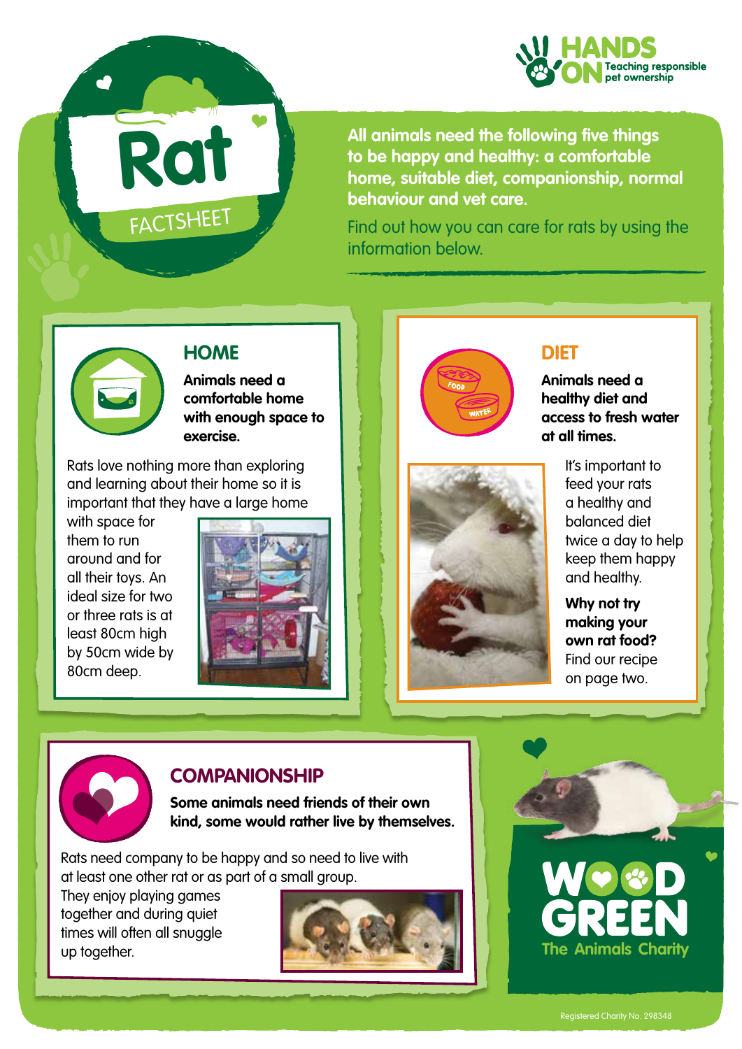# Rat

FACTSHEET

HANDS ON — Teaching responsible pet ownership

**All animals need the following five things to be happy and healthy: a comfortable home, suitable diet, companionship, normal behaviour and vet care.**

Find out how you can care for rats by using the information below.

## HOME

**Animals need a comfortable home with enough space to exercise.**

Rats love nothing more than exploring and learning about their home so it is important that they have a large home with space for them to run around and for all their toys. An ideal size for two or three rats is at least 80cm high by 50cm wide by 80cm deep.

## DIET

**Animals need a healthy diet and access to fresh water at all times.**

It's important to feed your rats a healthy and balanced diet twice a day to help keep them happy and healthy.

**Why not try making your own rat food?** Find our recipe on page two.

## COMPANIONSHIP

**Some animals need friends of their own kind, some would rather live by themselves.**

Rats need company to be happy and so need to live with at least one other rat or as part of a small group. They enjoy playing games together and during quiet times will often all snuggle up together.

WOOD GREEN
The Animals Charity

Registered Charity No. 298348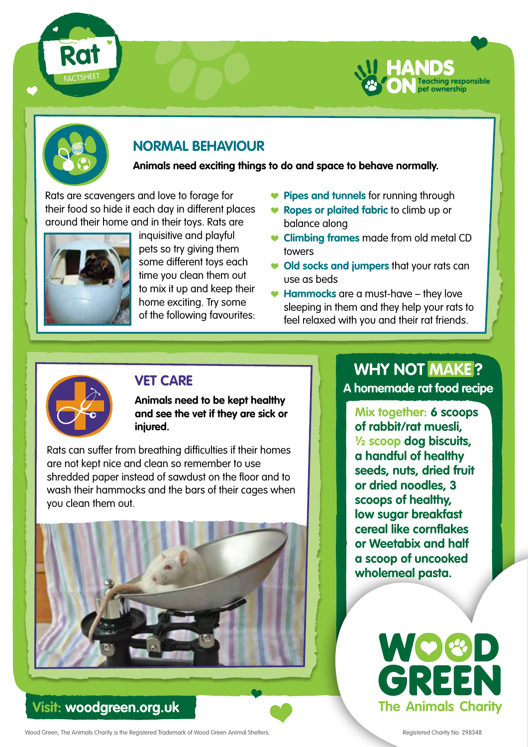Rat

FACTSHEET

HANDS ON Teaching responsible pet ownership

## NORMAL BEHAVIOUR

**Animals need exciting things to do and space to behave normally.**

Rats are scavengers and love to forage for their food so hide it each day in different places around their home and in their toys. Rats are inquisitive and playful pets so try giving them some different toys each time you clean them out to mix it up and keep their home exciting. Try some of the following favourites:

- **Pipes and tunnels** for running through
- **Ropes or plaited fabric** to climb up or balance along
- **Climbing frames** made from old metal CD towers
- **Old socks and jumpers** that your rats can use as beds
- **Hammocks** are a must-have – they love sleeping in them and they help your rats to feel relaxed with you and their rat friends.

## VET CARE

**Animals need to be kept healthy and see the vet if they are sick or injured.**

Rats can suffer from breathing difficulties if their homes are not kept nice and clean so remember to use shredded paper instead of sawdust on the floor and to wash their hammocks and the bars of their cages when you clean them out.

## WHY NOT MAKE?

**A homemade rat food recipe**

**Mix together: 6 scoops of rabbit/rat muesli, ½ scoop dog biscuits, a handful of healthy seeds, nuts, dried fruit or dried noodles, 3 scoops of healthy, low sugar breakfast cereal like cornflakes or Weetabix and half a scoop of uncooked wholemeal pasta.**

**Visit: woodgreen.org.uk**

WOOD GREEN The Animals Charity

Wood Green, The Animals Charity is the Registered Trademark of Wood Green Animal Shelters.

Registered Charity No. 298348